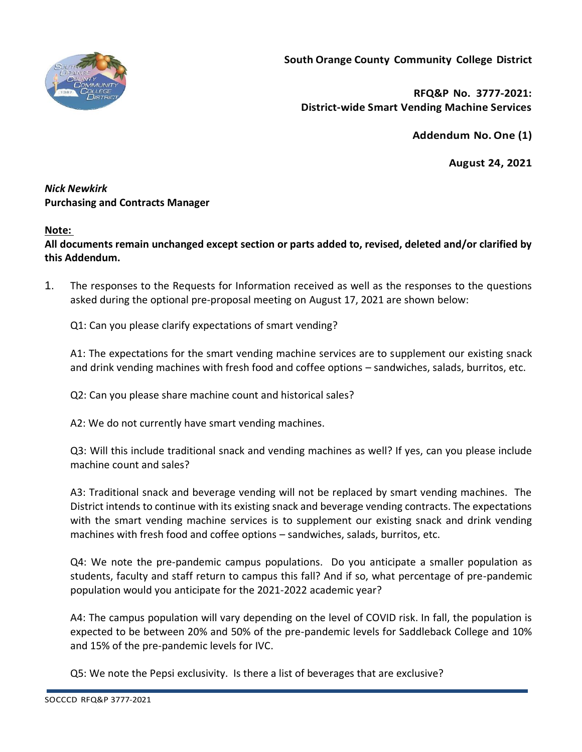**South Orange County Community College District**

**RFQ&P No. 3777-2021: District-wide Smart Vending Machine Services**

**Addendum No. One (1)**

**August 24, 2021**

***Nick Newkirk***
**Purchasing and Contracts Manager**

**Note:**
**All documents remain unchanged except section or parts added to, revised, deleted and/or clarified by this Addendum.**

1. The responses to the Requests for Information received as well as the responses to the questions asked during the optional pre-proposal meeting on August 17, 2021 are shown below:

   Q1: Can you please clarify expectations of smart vending?

   A1: The expectations for the smart vending machine services are to supplement our existing snack and drink vending machines with fresh food and coffee options – sandwiches, salads, burritos, etc.

   Q2: Can you please share machine count and historical sales?

   A2: We do not currently have smart vending machines.

   Q3: Will this include traditional snack and vending machines as well? If yes, can you please include machine count and sales?

   A3: Traditional snack and beverage vending will not be replaced by smart vending machines. The District intends to continue with its existing snack and beverage vending contracts. The expectations with the smart vending machine services is to supplement our existing snack and drink vending machines with fresh food and coffee options – sandwiches, salads, burritos, etc.

   Q4: We note the pre-pandemic campus populations. Do you anticipate a smaller population as students, faculty and staff return to campus this fall? And if so, what percentage of pre-pandemic population would you anticipate for the 2021-2022 academic year?

   A4: The campus population will vary depending on the level of COVID risk. In fall, the population is expected to be between 20% and 50% of the pre-pandemic levels for Saddleback College and 10% and 15% of the pre-pandemic levels for IVC.

   Q5: We note the Pepsi exclusivity. Is there a list of beverages that are exclusive?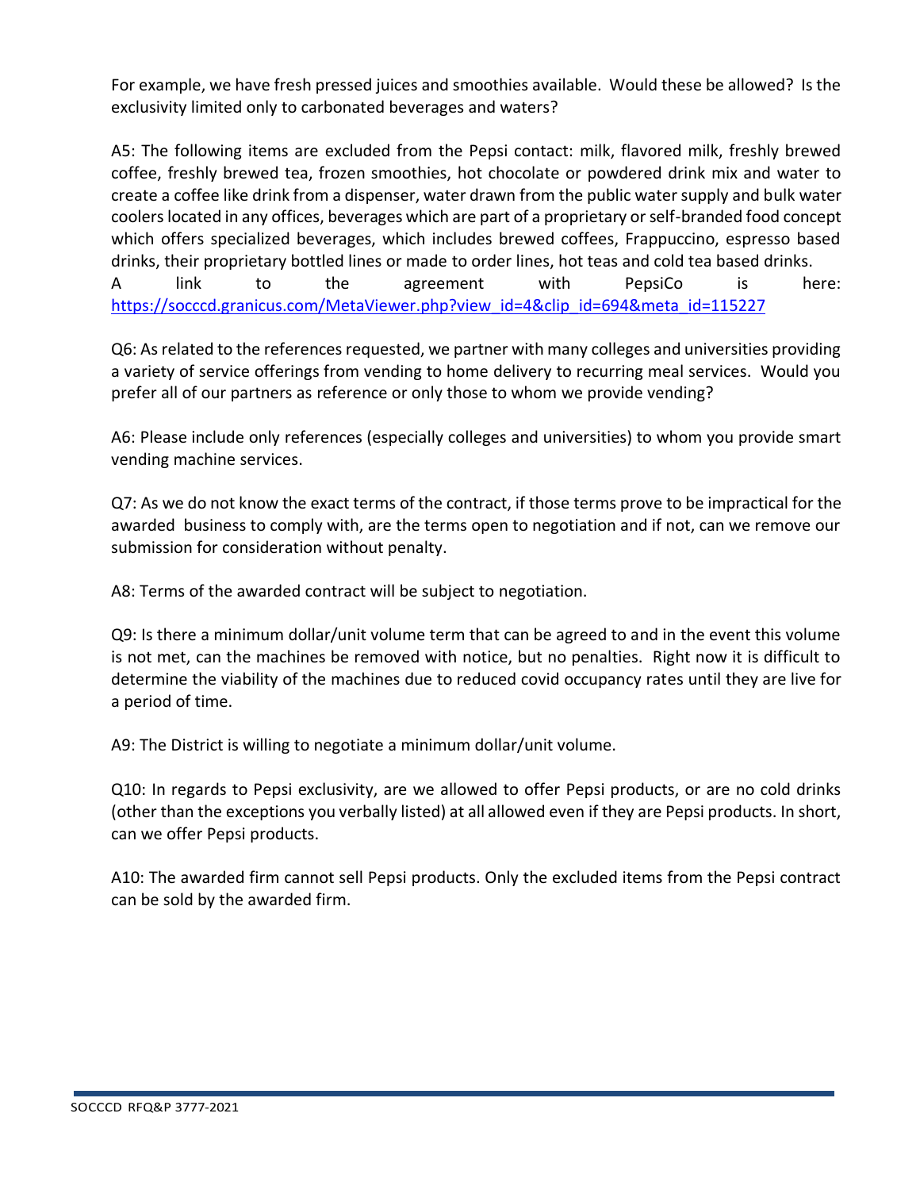For example, we have fresh pressed juices and smoothies available. Would these be allowed? Is the exclusivity limited only to carbonated beverages and waters?

A5: The following items are excluded from the Pepsi contact: milk, flavored milk, freshly brewed coffee, freshly brewed tea, frozen smoothies, hot chocolate or powdered drink mix and water to create a coffee like drink from a dispenser, water drawn from the public water supply and bulk water coolers located in any offices, beverages which are part of a proprietary or self-branded food concept which offers specialized beverages, which includes brewed coffees, Frappuccino, espresso based drinks, their proprietary bottled lines or made to order lines, hot teas and cold tea based drinks. A link to the agreement with PepsiCo is here: https://socccd.granicus.com/MetaViewer.php?view_id=4&clip_id=694&meta_id=115227

Q6: As related to the references requested, we partner with many colleges and universities providing a variety of service offerings from vending to home delivery to recurring meal services. Would you prefer all of our partners as reference or only those to whom we provide vending?

A6: Please include only references (especially colleges and universities) to whom you provide smart vending machine services.

Q7: As we do not know the exact terms of the contract, if those terms prove to be impractical for the awarded business to comply with, are the terms open to negotiation and if not, can we remove our submission for consideration without penalty.

A8: Terms of the awarded contract will be subject to negotiation.

Q9: Is there a minimum dollar/unit volume term that can be agreed to and in the event this volume is not met, can the machines be removed with notice, but no penalties. Right now it is difficult to determine the viability of the machines due to reduced covid occupancy rates until they are live for a period of time.

A9: The District is willing to negotiate a minimum dollar/unit volume.

Q10: In regards to Pepsi exclusivity, are we allowed to offer Pepsi products, or are no cold drinks (other than the exceptions you verbally listed) at all allowed even if they are Pepsi products. In short, can we offer Pepsi products.

A10: The awarded firm cannot sell Pepsi products. Only the excluded items from the Pepsi contract can be sold by the awarded firm.